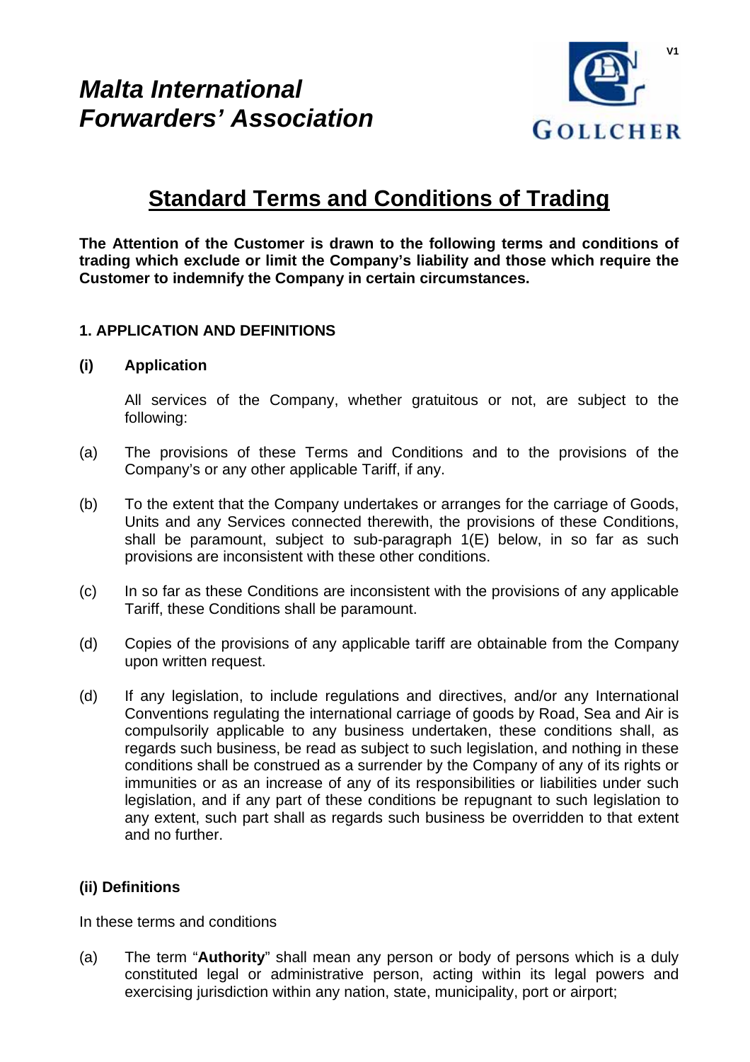# *Malta International Forwarders' Association*

GOLLCHER

V1

## Standard Terms and Conditions of Trading

**The Attention of the Customer is drawn to the following terms and conditions of trading which exclude or limit the Company's liability and those which require the Customer to indemnify the Company in certain circumstances.**

### 1. APPLICATION AND DEFINITIONS

**(i) Application**

All services of the Company, whether gratuitous or not, are subject to the following:

(a) The provisions of these Terms and Conditions and to the provisions of the Company's or any other applicable Tariff, if any.

(b) To the extent that the Company undertakes or arranges for the carriage of Goods, Units and any Services connected therewith, the provisions of these Conditions, shall be paramount, subject to sub-paragraph 1(E) below, in so far as such provisions are inconsistent with these other conditions.

(c) In so far as these Conditions are inconsistent with the provisions of any applicable Tariff, these Conditions shall be paramount.

(d) Copies of the provisions of any applicable tariff are obtainable from the Company upon written request.

(d) If any legislation, to include regulations and directives, and/or any International Conventions regulating the international carriage of goods by Road, Sea and Air is compulsorily applicable to any business undertaken, these conditions shall, as regards such business, be read as subject to such legislation, and nothing in these conditions shall be construed as a surrender by the Company of any of its rights or immunities or as an increase of any of its responsibilities or liabilities under such legislation, and if any part of these conditions be repugnant to such legislation to any extent, such part shall as regards such business be overridden to that extent and no further.

**(ii) Definitions**

In these terms and conditions

(a) The term "**Authority**" shall mean any person or body of persons which is a duly constituted legal or administrative person, acting within its legal powers and exercising jurisdiction within any nation, state, municipality, port or airport;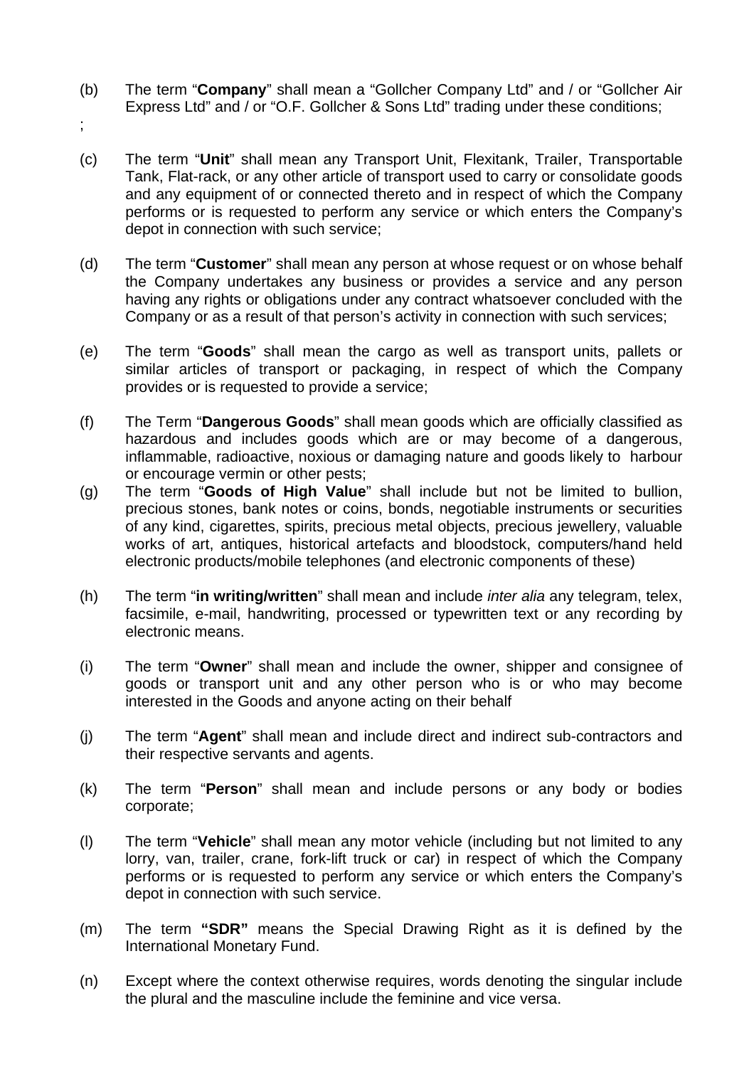(b) The term "**Company**" shall mean a "Gollcher Company Ltd" and / or "Gollcher Air Express Ltd" and / or "O.F. Gollcher & Sons Ltd" trading under these conditions;

;

(c) The term "**Unit**" shall mean any Transport Unit, Flexitank, Trailer, Transportable Tank, Flat-rack, or any other article of transport used to carry or consolidate goods and any equipment of or connected thereto and in respect of which the Company performs or is requested to perform any service or which enters the Company's depot in connection with such service;

(d) The term "**Customer**" shall mean any person at whose request or on whose behalf the Company undertakes any business or provides a service and any person having any rights or obligations under any contract whatsoever concluded with the Company or as a result of that person's activity in connection with such services;

(e) The term "**Goods**" shall mean the cargo as well as transport units, pallets or similar articles of transport or packaging, in respect of which the Company provides or is requested to provide a service;

(f) The Term "**Dangerous Goods**" shall mean goods which are officially classified as hazardous and includes goods which are or may become of a dangerous, inflammable, radioactive, noxious or damaging nature and goods likely to harbour or encourage vermin or other pests;

(g) The term "**Goods of High Value**" shall include but not be limited to bullion, precious stones, bank notes or coins, bonds, negotiable instruments or securities of any kind, cigarettes, spirits, precious metal objects, precious jewellery, valuable works of art, antiques, historical artefacts and bloodstock, computers/hand held electronic products/mobile telephones (and electronic components of these)

(h) The term "**in writing/written**" shall mean and include *inter alia* any telegram, telex, facsimile, e-mail, handwriting, processed or typewritten text or any recording by electronic means.

(i) The term "**Owner**" shall mean and include the owner, shipper and consignee of goods or transport unit and any other person who is or who may become interested in the Goods and anyone acting on their behalf

(j) The term "**Agent**" shall mean and include direct and indirect sub-contractors and their respective servants and agents.

(k) The term "**Person**" shall mean and include persons or any body or bodies corporate;

(l) The term "**Vehicle**" shall mean any motor vehicle (including but not limited to any lorry, van, trailer, crane, fork-lift truck or car) in respect of which the Company performs or is requested to perform any service or which enters the Company's depot in connection with such service.

(m) The term **"SDR"** means the Special Drawing Right as it is defined by the International Monetary Fund.

(n) Except where the context otherwise requires, words denoting the singular include the plural and the masculine include the feminine and vice versa.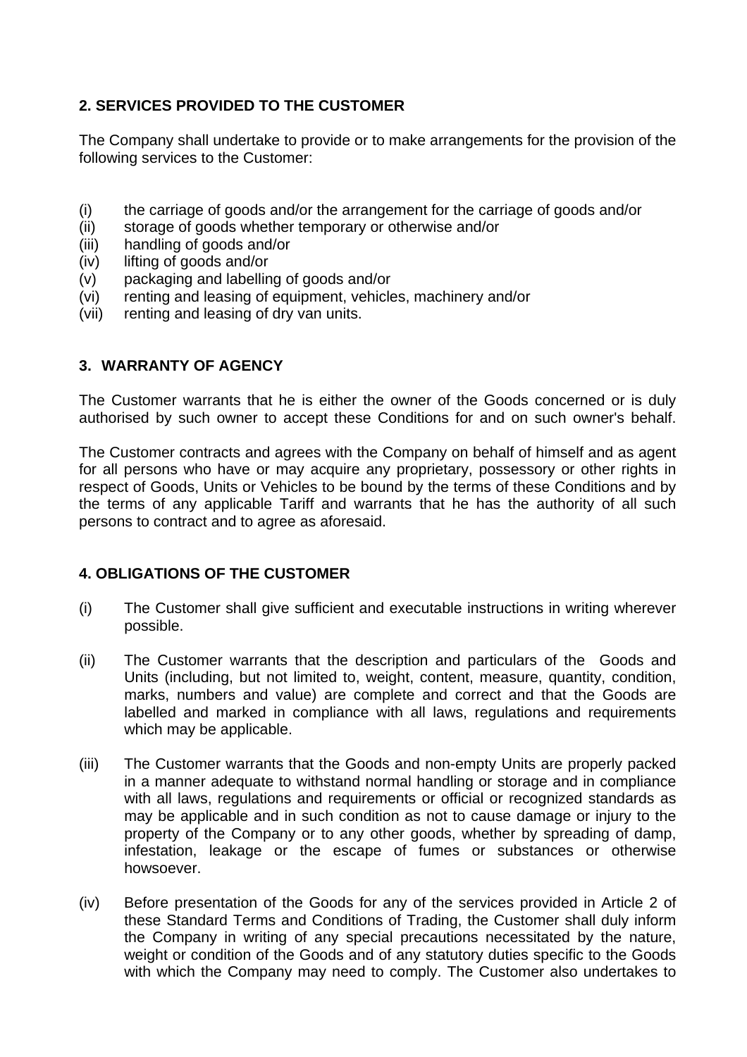## 2. SERVICES PROVIDED TO THE CUSTOMER

The Company shall undertake to provide or to make arrangements for the provision of the following services to the Customer:

(i) the carriage of goods and/or the arrangement for the carriage of goods and/or
(ii) storage of goods whether temporary or otherwise and/or
(iii) handling of goods and/or
(iv) lifting of goods and/or
(v) packaging and labelling of goods and/or
(vi) renting and leasing of equipment, vehicles, machinery and/or
(vii) renting and leasing of dry van units.

## 3. WARRANTY OF AGENCY

The Customer warrants that he is either the owner of the Goods concerned or is duly authorised by such owner to accept these Conditions for and on such owner's behalf.

The Customer contracts and agrees with the Company on behalf of himself and as agent for all persons who have or may acquire any proprietary, possessory or other rights in respect of Goods, Units or Vehicles to be bound by the terms of these Conditions and by the terms of any applicable Tariff and warrants that he has the authority of all such persons to contract and to agree as aforesaid.

## 4. OBLIGATIONS OF THE CUSTOMER

(i) The Customer shall give sufficient and executable instructions in writing wherever possible.

(ii) The Customer warrants that the description and particulars of the Goods and Units (including, but not limited to, weight, content, measure, quantity, condition, marks, numbers and value) are complete and correct and that the Goods are labelled and marked in compliance with all laws, regulations and requirements which may be applicable.

(iii) The Customer warrants that the Goods and non-empty Units are properly packed in a manner adequate to withstand normal handling or storage and in compliance with all laws, regulations and requirements or official or recognized standards as may be applicable and in such condition as not to cause damage or injury to the property of the Company or to any other goods, whether by spreading of damp, infestation, leakage or the escape of fumes or substances or otherwise howsoever.

(iv) Before presentation of the Goods for any of the services provided in Article 2 of these Standard Terms and Conditions of Trading, the Customer shall duly inform the Company in writing of any special precautions necessitated by the nature, weight or condition of the Goods and of any statutory duties specific to the Goods with which the Company may need to comply. The Customer also undertakes to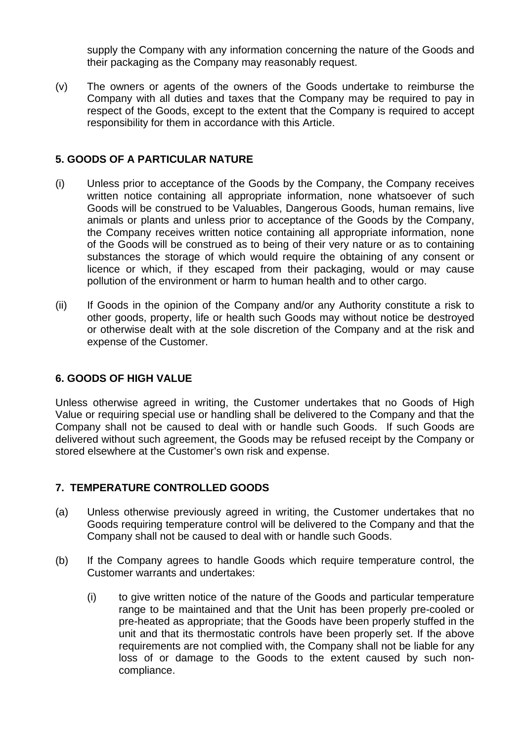supply the Company with any information concerning the nature of the Goods and their packaging as the Company may reasonably request.

(v) The owners or agents of the owners of the Goods undertake to reimburse the Company with all duties and taxes that the Company may be required to pay in respect of the Goods, except to the extent that the Company is required to accept responsibility for them in accordance with this Article.

## 5. GOODS OF A PARTICULAR NATURE

(i) Unless prior to acceptance of the Goods by the Company, the Company receives written notice containing all appropriate information, none whatsoever of such Goods will be construed to be Valuables, Dangerous Goods, human remains, live animals or plants and unless prior to acceptance of the Goods by the Company, the Company receives written notice containing all appropriate information, none of the Goods will be construed as to being of their very nature or as to containing substances the storage of which would require the obtaining of any consent or licence or which, if they escaped from their packaging, would or may cause pollution of the environment or harm to human health and to other cargo.

(ii) If Goods in the opinion of the Company and/or any Authority constitute a risk to other goods, property, life or health such Goods may without notice be destroyed or otherwise dealt with at the sole discretion of the Company and at the risk and expense of the Customer.

## 6. GOODS OF HIGH VALUE

Unless otherwise agreed in writing, the Customer undertakes that no Goods of High Value or requiring special use or handling shall be delivered to the Company and that the Company shall not be caused to deal with or handle such Goods. If such Goods are delivered without such agreement, the Goods may be refused receipt by the Company or stored elsewhere at the Customer's own risk and expense.

## 7. TEMPERATURE CONTROLLED GOODS

(a) Unless otherwise previously agreed in writing, the Customer undertakes that no Goods requiring temperature control will be delivered to the Company and that the Company shall not be caused to deal with or handle such Goods.

(b) If the Company agrees to handle Goods which require temperature control, the Customer warrants and undertakes:

  (i) to give written notice of the nature of the Goods and particular temperature range to be maintained and that the Unit has been properly pre-cooled or pre-heated as appropriate; that the Goods have been properly stuffed in the unit and that its thermostatic controls have been properly set. If the above requirements are not complied with, the Company shall not be liable for any loss of or damage to the Goods to the extent caused by such non-compliance.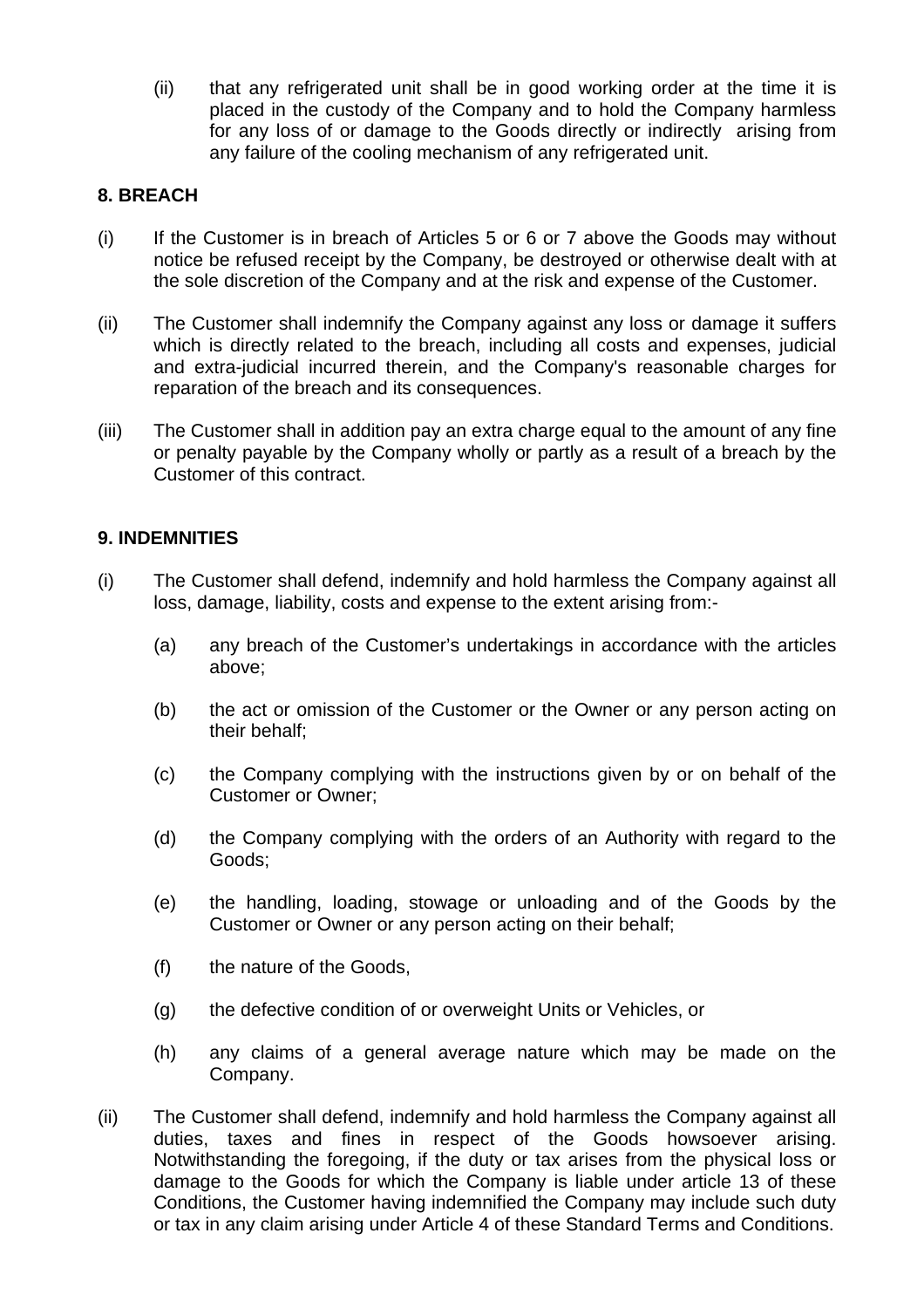(ii) that any refrigerated unit shall be in good working order at the time it is placed in the custody of the Company and to hold the Company harmless for any loss of or damage to the Goods directly or indirectly arising from any failure of the cooling mechanism of any refrigerated unit.

## 8. BREACH

(i) If the Customer is in breach of Articles 5 or 6 or 7 above the Goods may without notice be refused receipt by the Company, be destroyed or otherwise dealt with at the sole discretion of the Company and at the risk and expense of the Customer.

(ii) The Customer shall indemnify the Company against any loss or damage it suffers which is directly related to the breach, including all costs and expenses, judicial and extra-judicial incurred therein, and the Company's reasonable charges for reparation of the breach and its consequences.

(iii) The Customer shall in addition pay an extra charge equal to the amount of any fine or penalty payable by the Company wholly or partly as a result of a breach by the Customer of this contract.

## 9. INDEMNITIES

(i) The Customer shall defend, indemnify and hold harmless the Company against all loss, damage, liability, costs and expense to the extent arising from:-

(a) any breach of the Customer's undertakings in accordance with the articles above;

(b) the act or omission of the Customer or the Owner or any person acting on their behalf;

(c) the Company complying with the instructions given by or on behalf of the Customer or Owner;

(d) the Company complying with the orders of an Authority with regard to the Goods;

(e) the handling, loading, stowage or unloading and of the Goods by the Customer or Owner or any person acting on their behalf;

(f) the nature of the Goods,

(g) the defective condition of or overweight Units or Vehicles, or

(h) any claims of a general average nature which may be made on the Company.

(ii) The Customer shall defend, indemnify and hold harmless the Company against all duties, taxes and fines in respect of the Goods howsoever arising. Notwithstanding the foregoing, if the duty or tax arises from the physical loss or damage to the Goods for which the Company is liable under article 13 of these Conditions, the Customer having indemnified the Company may include such duty or tax in any claim arising under Article 4 of these Standard Terms and Conditions.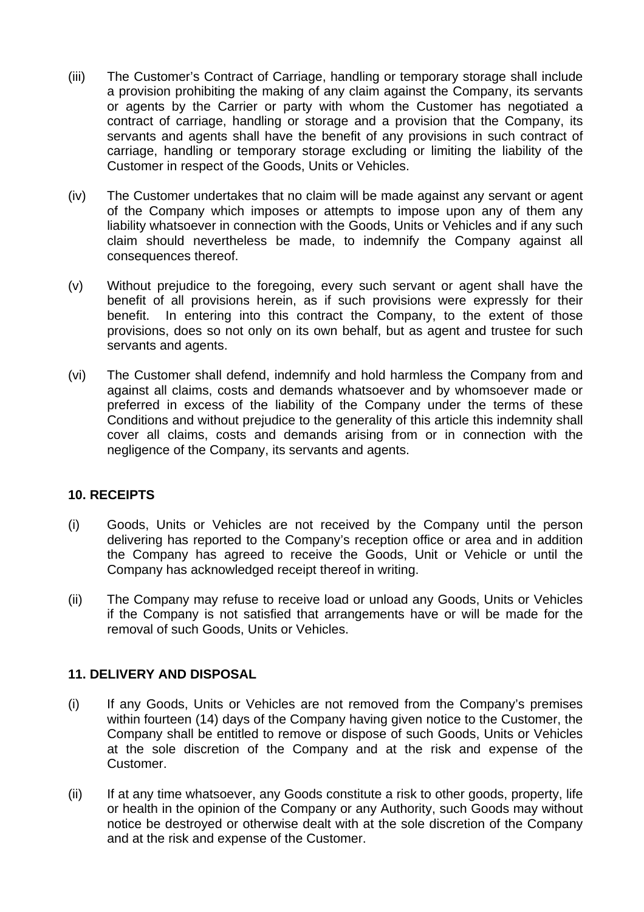(iii) The Customer's Contract of Carriage, handling or temporary storage shall include a provision prohibiting the making of any claim against the Company, its servants or agents by the Carrier or party with whom the Customer has negotiated a contract of carriage, handling or storage and a provision that the Company, its servants and agents shall have the benefit of any provisions in such contract of carriage, handling or temporary storage excluding or limiting the liability of the Customer in respect of the Goods, Units or Vehicles.

(iv) The Customer undertakes that no claim will be made against any servant or agent of the Company which imposes or attempts to impose upon any of them any liability whatsoever in connection with the Goods, Units or Vehicles and if any such claim should nevertheless be made, to indemnify the Company against all consequences thereof.

(v) Without prejudice to the foregoing, every such servant or agent shall have the benefit of all provisions herein, as if such provisions were expressly for their benefit. In entering into this contract the Company, to the extent of those provisions, does so not only on its own behalf, but as agent and trustee for such servants and agents.

(vi) The Customer shall defend, indemnify and hold harmless the Company from and against all claims, costs and demands whatsoever and by whomsoever made or preferred in excess of the liability of the Company under the terms of these Conditions and without prejudice to the generality of this article this indemnity shall cover all claims, costs and demands arising from or in connection with the negligence of the Company, its servants and agents.

## 10. RECEIPTS

(i) Goods, Units or Vehicles are not received by the Company until the person delivering has reported to the Company's reception office or area and in addition the Company has agreed to receive the Goods, Unit or Vehicle or until the Company has acknowledged receipt thereof in writing.

(ii) The Company may refuse to receive load or unload any Goods, Units or Vehicles if the Company is not satisfied that arrangements have or will be made for the removal of such Goods, Units or Vehicles.

## 11. DELIVERY AND DISPOSAL

(i) If any Goods, Units or Vehicles are not removed from the Company's premises within fourteen (14) days of the Company having given notice to the Customer, the Company shall be entitled to remove or dispose of such Goods, Units or Vehicles at the sole discretion of the Company and at the risk and expense of the Customer.

(ii) If at any time whatsoever, any Goods constitute a risk to other goods, property, life or health in the opinion of the Company or any Authority, such Goods may without notice be destroyed or otherwise dealt with at the sole discretion of the Company and at the risk and expense of the Customer.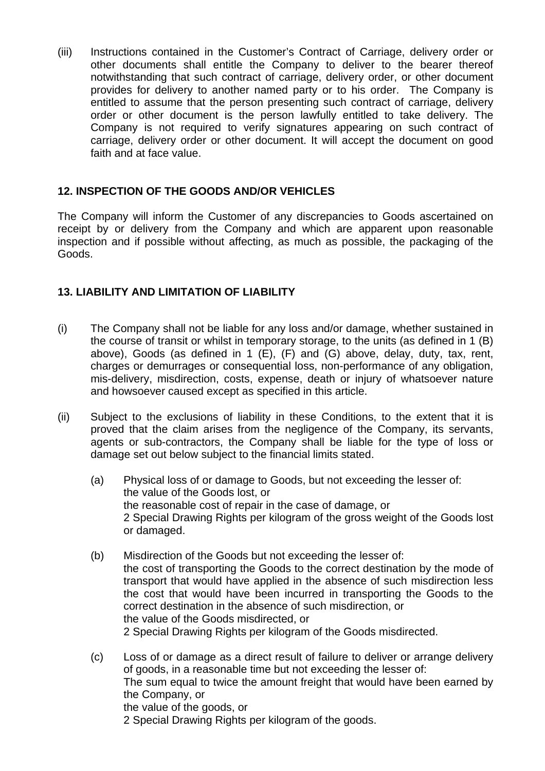(iii) Instructions contained in the Customer's Contract of Carriage, delivery order or other documents shall entitle the Company to deliver to the bearer thereof notwithstanding that such contract of carriage, delivery order, or other document provides for delivery to another named party or to his order. The Company is entitled to assume that the person presenting such contract of carriage, delivery order or other document is the person lawfully entitled to take delivery. The Company is not required to verify signatures appearing on such contract of carriage, delivery order or other document. It will accept the document on good faith and at face value.

## 12. INSPECTION OF THE GOODS AND/OR VEHICLES

The Company will inform the Customer of any discrepancies to Goods ascertained on receipt by or delivery from the Company and which are apparent upon reasonable inspection and if possible without affecting, as much as possible, the packaging of the Goods.

## 13. LIABILITY AND LIMITATION OF LIABILITY

(i) The Company shall not be liable for any loss and/or damage, whether sustained in the course of transit or whilst in temporary storage, to the units (as defined in 1 (B) above), Goods (as defined in 1 (E), (F) and (G) above, delay, duty, tax, rent, charges or demurrages or consequential loss, non-performance of any obligation, mis-delivery, misdirection, costs, expense, death or injury of whatsoever nature and howsoever caused except as specified in this article.

(ii) Subject to the exclusions of liability in these Conditions, to the extent that it is proved that the claim arises from the negligence of the Company, its servants, agents or sub-contractors, the Company shall be liable for the type of loss or damage set out below subject to the financial limits stated.

(a) Physical loss of or damage to Goods, but not exceeding the lesser of:
the value of the Goods lost, or
the reasonable cost of repair in the case of damage, or
2 Special Drawing Rights per kilogram of the gross weight of the Goods lost or damaged.

(b) Misdirection of the Goods but not exceeding the lesser of:
the cost of transporting the Goods to the correct destination by the mode of transport that would have applied in the absence of such misdirection less the cost that would have been incurred in transporting the Goods to the correct destination in the absence of such misdirection, or
the value of the Goods misdirected, or
2 Special Drawing Rights per kilogram of the Goods misdirected.

(c) Loss of or damage as a direct result of failure to deliver or arrange delivery of goods, in a reasonable time but not exceeding the lesser of:
The sum equal to twice the amount freight that would have been earned by the Company, or
the value of the goods, or
2 Special Drawing Rights per kilogram of the goods.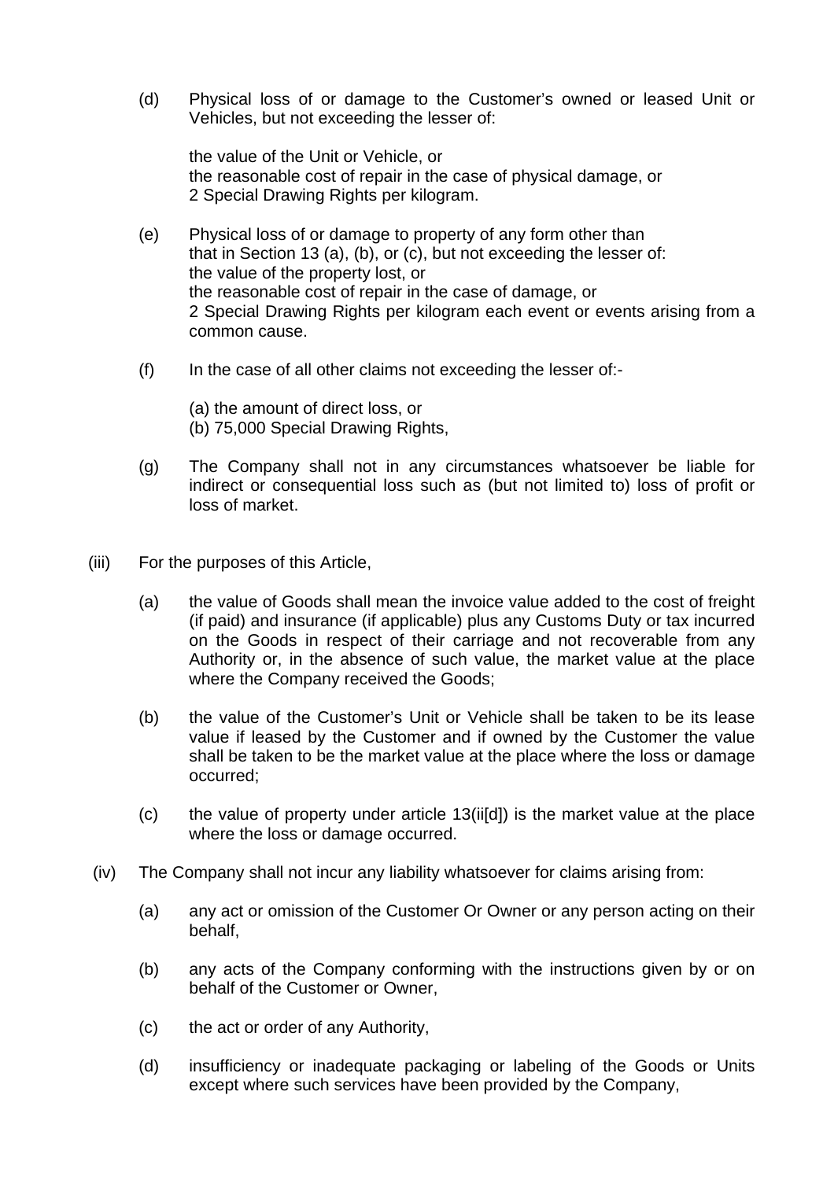(d) Physical loss of or damage to the Customer's owned or leased Unit or Vehicles, but not exceeding the lesser of:

   the value of the Unit or Vehicle, or
   the reasonable cost of repair in the case of physical damage, or
   2 Special Drawing Rights per kilogram.

(e) Physical loss of or damage to property of any form other than that in Section 13 (a), (b), or (c), but not exceeding the lesser of:
   the value of the property lost, or
   the reasonable cost of repair in the case of damage, or
   2 Special Drawing Rights per kilogram each event or events arising from a common cause.

(f) In the case of all other claims not exceeding the lesser of:-

   (a) the amount of direct loss, or
   (b) 75,000 Special Drawing Rights,

(g) The Company shall not in any circumstances whatsoever be liable for indirect or consequential loss such as (but not limited to) loss of profit or loss of market.

(iii) For the purposes of this Article,

   (a) the value of Goods shall mean the invoice value added to the cost of freight (if paid) and insurance (if applicable) plus any Customs Duty or tax incurred on the Goods in respect of their carriage and not recoverable from any Authority or, in the absence of such value, the market value at the place where the Company received the Goods;

   (b) the value of the Customer's Unit or Vehicle shall be taken to be its lease value if leased by the Customer and if owned by the Customer the value shall be taken to be the market value at the place where the loss or damage occurred;

   (c) the value of property under article 13(ii[d]) is the market value at the place where the loss or damage occurred.

(iv) The Company shall not incur any liability whatsoever for claims arising from:

   (a) any act or omission of the Customer Or Owner or any person acting on their behalf,

   (b) any acts of the Company conforming with the instructions given by or on behalf of the Customer or Owner,

   (c) the act or order of any Authority,

   (d) insufficiency or inadequate packaging or labeling of the Goods or Units except where such services have been provided by the Company,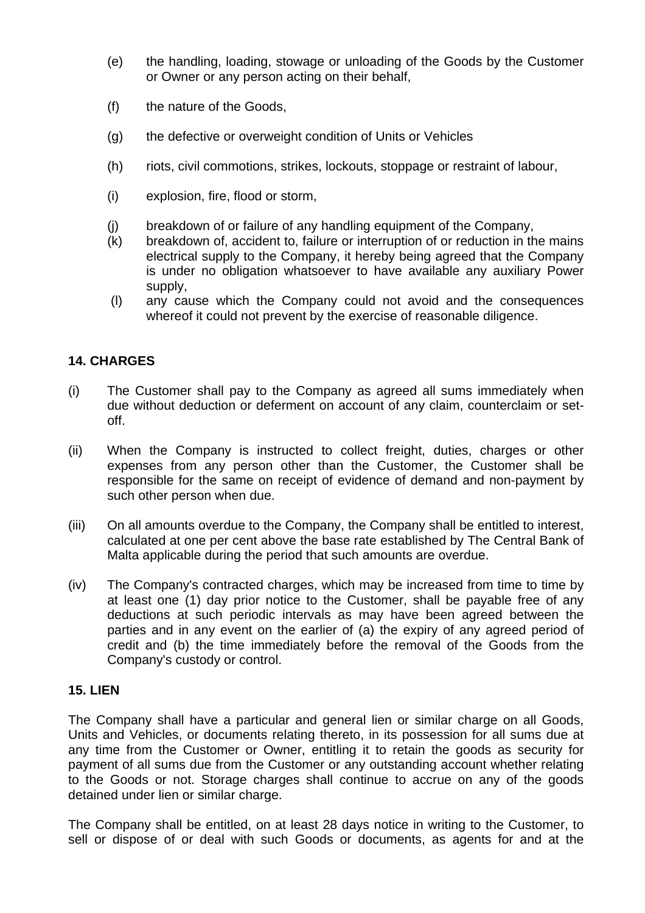(e) the handling, loading, stowage or unloading of the Goods by the Customer or Owner or any person acting on their behalf,

(f) the nature of the Goods,

(g) the defective or overweight condition of Units or Vehicles

(h) riots, civil commotions, strikes, lockouts, stoppage or restraint of labour,

(i) explosion, fire, flood or storm,

(j) breakdown of or failure of any handling equipment of the Company,

(k) breakdown of, accident to, failure or interruption of or reduction in the mains electrical supply to the Company, it hereby being agreed that the Company is under no obligation whatsoever to have available any auxiliary Power supply,

(l) any cause which the Company could not avoid and the consequences whereof it could not prevent by the exercise of reasonable diligence.

### 14. CHARGES

(i) The Customer shall pay to the Company as agreed all sums immediately when due without deduction or deferment on account of any claim, counterclaim or set-off.

(ii) When the Company is instructed to collect freight, duties, charges or other expenses from any person other than the Customer, the Customer shall be responsible for the same on receipt of evidence of demand and non-payment by such other person when due.

(iii) On all amounts overdue to the Company, the Company shall be entitled to interest, calculated at one per cent above the base rate established by The Central Bank of Malta applicable during the period that such amounts are overdue.

(iv) The Company's contracted charges, which may be increased from time to time by at least one (1) day prior notice to the Customer, shall be payable free of any deductions at such periodic intervals as may have been agreed between the parties and in any event on the earlier of (a) the expiry of any agreed period of credit and (b) the time immediately before the removal of the Goods from the Company's custody or control.

### 15. LIEN

The Company shall have a particular and general lien or similar charge on all Goods, Units and Vehicles, or documents relating thereto, in its possession for all sums due at any time from the Customer or Owner, entitling it to retain the goods as security for payment of all sums due from the Customer or any outstanding account whether relating to the Goods or not. Storage charges shall continue to accrue on any of the goods detained under lien or similar charge.

The Company shall be entitled, on at least 28 days notice in writing to the Customer, to sell or dispose of or deal with such Goods or documents, as agents for and at the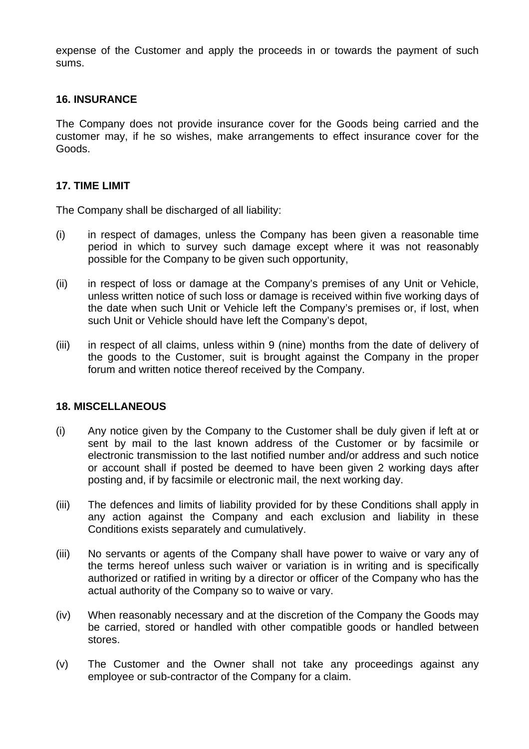expense of the Customer and apply the proceeds in or towards the payment of such sums.

**16. INSURANCE**

The Company does not provide insurance cover for the Goods being carried and the customer may, if he so wishes, make arrangements to effect insurance cover for the Goods.

**17. TIME LIMIT**

The Company shall be discharged of all liability:

(i) in respect of damages, unless the Company has been given a reasonable time period in which to survey such damage except where it was not reasonably possible for the Company to be given such opportunity,

(ii) in respect of loss or damage at the Company's premises of any Unit or Vehicle, unless written notice of such loss or damage is received within five working days of the date when such Unit or Vehicle left the Company's premises or, if lost, when such Unit or Vehicle should have left the Company's depot,

(iii) in respect of all claims, unless within 9 (nine) months from the date of delivery of the goods to the Customer, suit is brought against the Company in the proper forum and written notice thereof received by the Company.

**18. MISCELLANEOUS**

(i) Any notice given by the Company to the Customer shall be duly given if left at or sent by mail to the last known address of the Customer or by facsimile or electronic transmission to the last notified number and/or address and such notice or account shall if posted be deemed to have been given 2 working days after posting and, if by facsimile or electronic mail, the next working day.

(iii) The defences and limits of liability provided for by these Conditions shall apply in any action against the Company and each exclusion and liability in these Conditions exists separately and cumulatively.

(iii) No servants or agents of the Company shall have power to waive or vary any of the terms hereof unless such waiver or variation is in writing and is specifically authorized or ratified in writing by a director or officer of the Company who has the actual authority of the Company so to waive or vary.

(iv) When reasonably necessary and at the discretion of the Company the Goods may be carried, stored or handled with other compatible goods or handled between stores.

(v) The Customer and the Owner shall not take any proceedings against any employee or sub-contractor of the Company for a claim.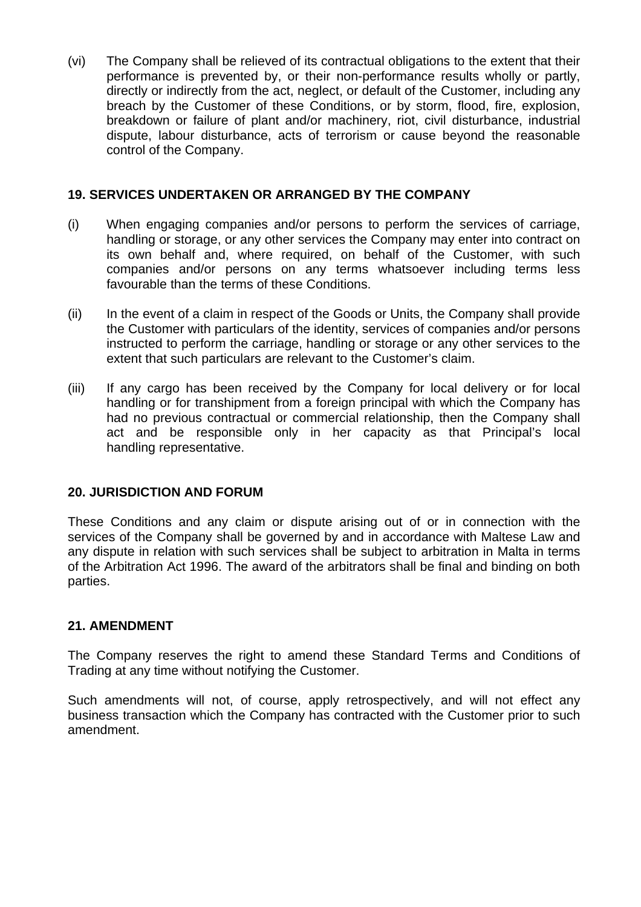(vi) The Company shall be relieved of its contractual obligations to the extent that their performance is prevented by, or their non-performance results wholly or partly, directly or indirectly from the act, neglect, or default of the Customer, including any breach by the Customer of these Conditions, or by storm, flood, fire, explosion, breakdown or failure of plant and/or machinery, riot, civil disturbance, industrial dispute, labour disturbance, acts of terrorism or cause beyond the reasonable control of the Company.

## 19. SERVICES UNDERTAKEN OR ARRANGED BY THE COMPANY

(i) When engaging companies and/or persons to perform the services of carriage, handling or storage, or any other services the Company may enter into contract on its own behalf and, where required, on behalf of the Customer, with such companies and/or persons on any terms whatsoever including terms less favourable than the terms of these Conditions.

(ii) In the event of a claim in respect of the Goods or Units, the Company shall provide the Customer with particulars of the identity, services of companies and/or persons instructed to perform the carriage, handling or storage or any other services to the extent that such particulars are relevant to the Customer's claim.

(iii) If any cargo has been received by the Company for local delivery or for local handling or for transhipment from a foreign principal with which the Company has had no previous contractual or commercial relationship, then the Company shall act and be responsible only in her capacity as that Principal's local handling representative.

## 20. JURISDICTION AND FORUM

These Conditions and any claim or dispute arising out of or in connection with the services of the Company shall be governed by and in accordance with Maltese Law and any dispute in relation with such services shall be subject to arbitration in Malta in terms of the Arbitration Act 1996. The award of the arbitrators shall be final and binding on both parties.

## 21. AMENDMENT

The Company reserves the right to amend these Standard Terms and Conditions of Trading at any time without notifying the Customer.

Such amendments will not, of course, apply retrospectively, and will not effect any business transaction which the Company has contracted with the Customer prior to such amendment.